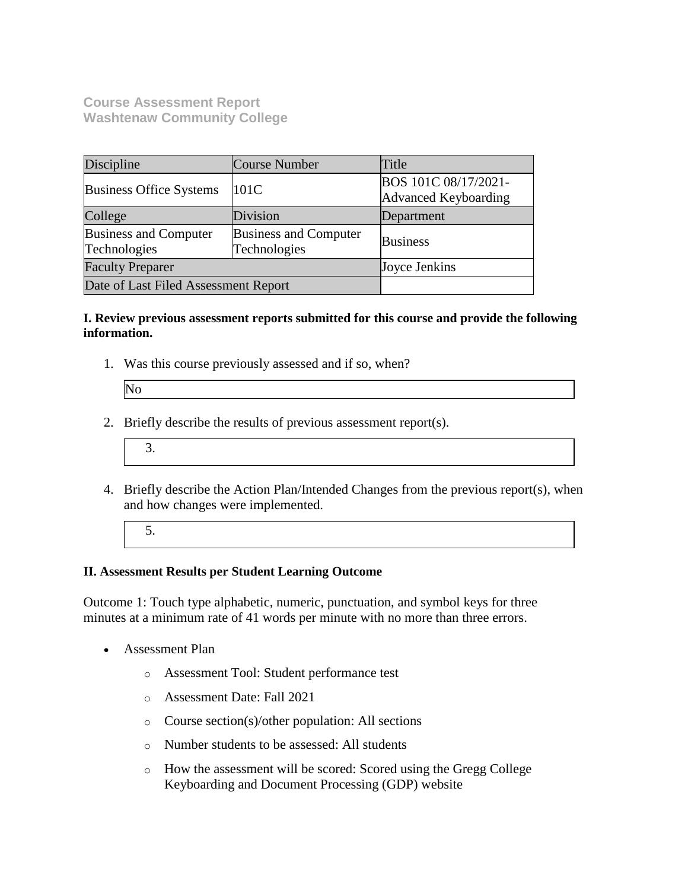**Course Assessment Report**
**Washtenaw Community College**

| Discipline | Course Number | Title |
|---|---|---|
| Business Office Systems | 101C | BOS 101C 08/17/2021- Advanced Keyboarding |
| College | Division | Department |
| Business and Computer Technologies | Business and Computer Technologies | Business |
| Faculty Preparer | | Joyce Jenkins |
| Date of Last Filed Assessment Report | | |

**I. Review previous assessment reports submitted for this course and provide the following information.**

1. Was this course previously assessed and if so, when?

   No

2. Briefly describe the results of previous assessment report(s).

   3.

4. Briefly describe the Action Plan/Intended Changes from the previous report(s), when and how changes were implemented.

   5.

**II. Assessment Results per Student Learning Outcome**

Outcome 1: Touch type alphabetic, numeric, punctuation, and symbol keys for three minutes at a minimum rate of 41 words per minute with no more than three errors.

- Assessment Plan
  - Assessment Tool: Student performance test
  - Assessment Date: Fall 2021
  - Course section(s)/other population: All sections
  - Number students to be assessed: All students
  - How the assessment will be scored: Scored using the Gregg College Keyboarding and Document Processing (GDP) website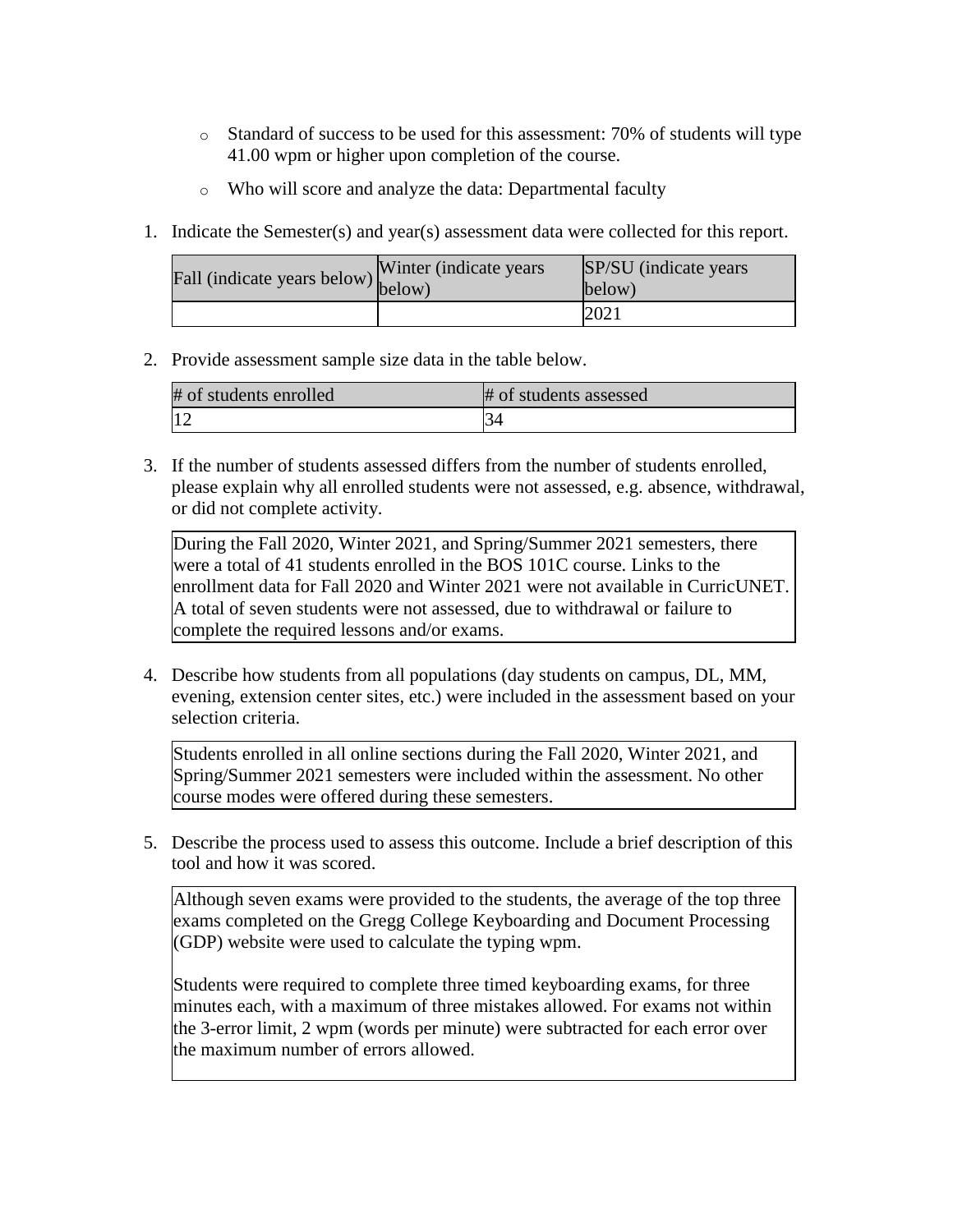- Standard of success to be used for this assessment: 70% of students will type 41.00 wpm or higher upon completion of the course.
- Who will score and analyze the data: Departmental faculty

1. Indicate the Semester(s) and year(s) assessment data were collected for this report.

| Fall (indicate years below) | Winter (indicate years below) | SP/SU (indicate years below) |
|---|---|---|
| | | 2021 |

2. Provide assessment sample size data in the table below.

| # of students enrolled | # of students assessed |
|---|---|
| 12 | 34 |

3. If the number of students assessed differs from the number of students enrolled, please explain why all enrolled students were not assessed, e.g. absence, withdrawal, or did not complete activity.

> During the Fall 2020, Winter 2021, and Spring/Summer 2021 semesters, there were a total of 41 students enrolled in the BOS 101C course. Links to the enrollment data for Fall 2020 and Winter 2021 were not available in CurricUNET. A total of seven students were not assessed, due to withdrawal or failure to complete the required lessons and/or exams.

4. Describe how students from all populations (day students on campus, DL, MM, evening, extension center sites, etc.) were included in the assessment based on your selection criteria.

> Students enrolled in all online sections during the Fall 2020, Winter 2021, and Spring/Summer 2021 semesters were included within the assessment. No other course modes were offered during these semesters.

5. Describe the process used to assess this outcome. Include a brief description of this tool and how it was scored.

> Although seven exams were provided to the students, the average of the top three exams completed on the Gregg College Keyboarding and Document Processing (GDP) website were used to calculate the typing wpm.
>
> Students were required to complete three timed keyboarding exams, for three minutes each, with a maximum of three mistakes allowed. For exams not within the 3-error limit, 2 wpm (words per minute) were subtracted for each error over the maximum number of errors allowed.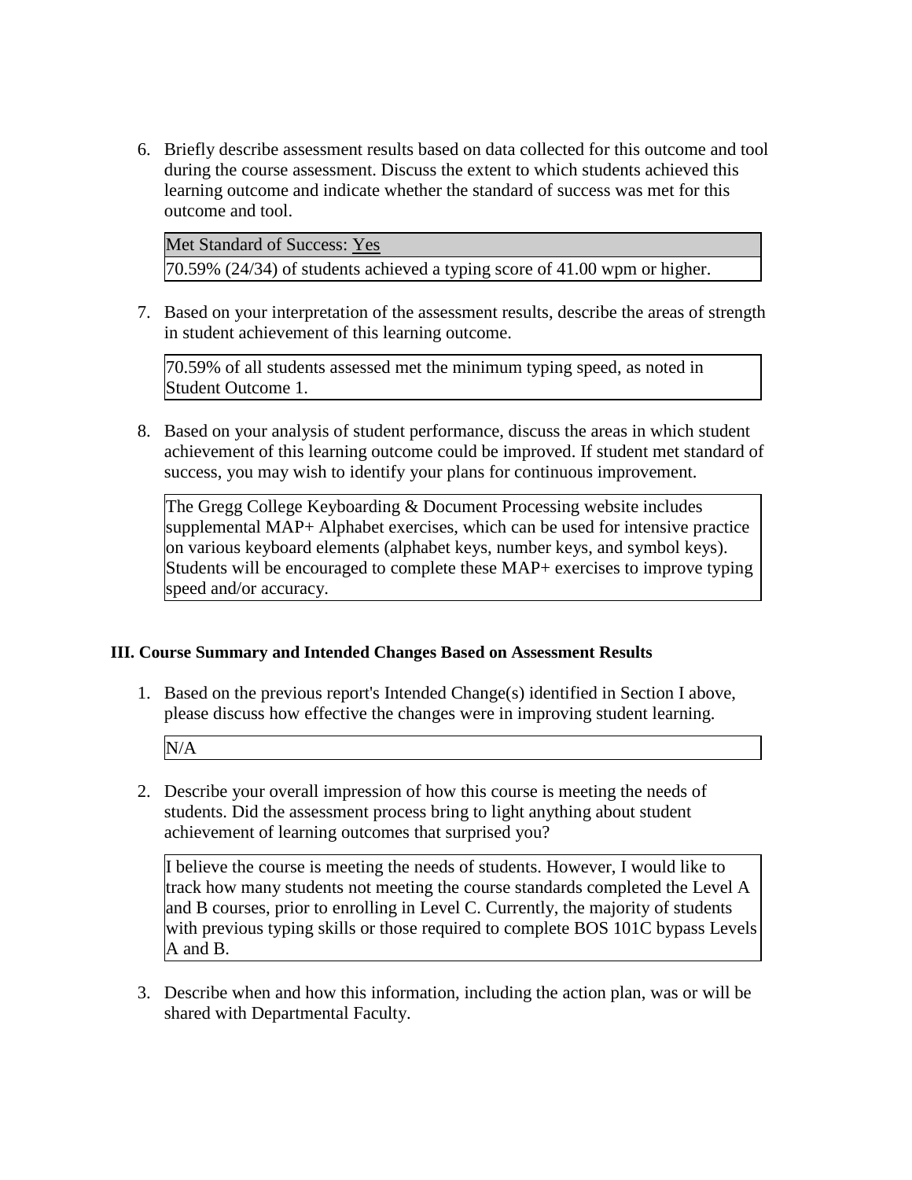6. Briefly describe assessment results based on data collected for this outcome and tool during the course assessment. Discuss the extent to which students achieved this learning outcome and indicate whether the standard of success was met for this outcome and tool.

| Met Standard of Success: Yes |
|---|
| 70.59% (24/34) of students achieved a typing score of 41.00 wpm or higher. |

7. Based on your interpretation of the assessment results, describe the areas of strength in student achievement of this learning outcome.

   70.59% of all students assessed met the minimum typing speed, as noted in Student Outcome 1.

8. Based on your analysis of student performance, discuss the areas in which student achievement of this learning outcome could be improved. If student met standard of success, you may wish to identify your plans for continuous improvement.

   The Gregg College Keyboarding & Document Processing website includes supplemental MAP+ Alphabet exercises, which can be used for intensive practice on various keyboard elements (alphabet keys, number keys, and symbol keys). Students will be encouraged to complete these MAP+ exercises to improve typing speed and/or accuracy.

### III. Course Summary and Intended Changes Based on Assessment Results

1. Based on the previous report's Intended Change(s) identified in Section I above, please discuss how effective the changes were in improving student learning.

   N/A

2. Describe your overall impression of how this course is meeting the needs of students. Did the assessment process bring to light anything about student achievement of learning outcomes that surprised you?

   I believe the course is meeting the needs of students. However, I would like to track how many students not meeting the course standards completed the Level A and B courses, prior to enrolling in Level C. Currently, the majority of students with previous typing skills or those required to complete BOS 101C bypass Levels A and B.

3. Describe when and how this information, including the action plan, was or will be shared with Departmental Faculty.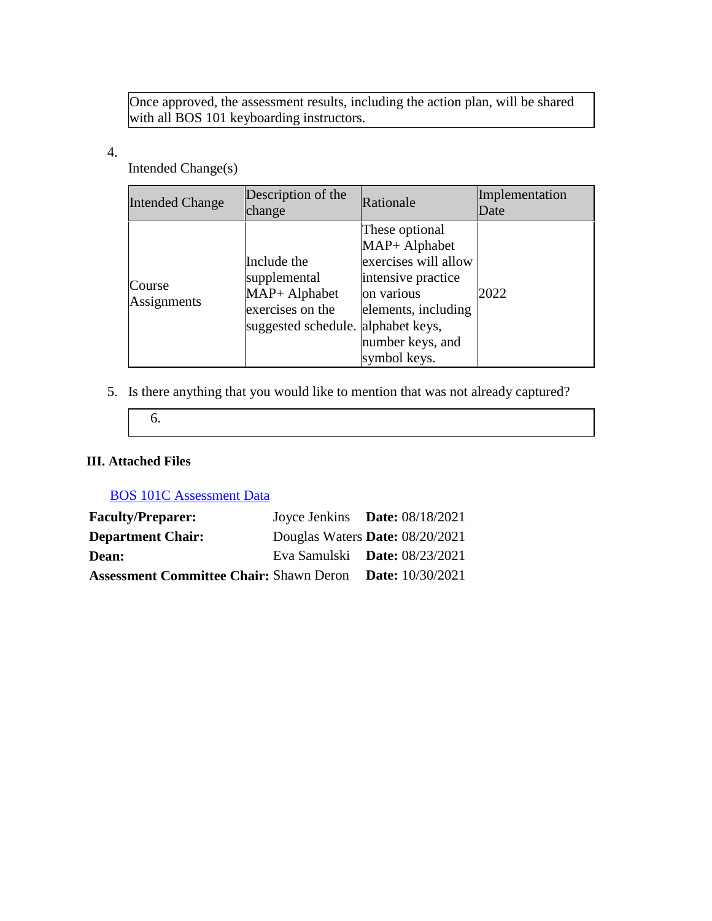Once approved, the assessment results, including the action plan, will be shared with all BOS 101 keyboarding instructors.

4. Intended Change(s)

| Intended Change | Description of the change | Rationale | Implementation Date |
|---|---|---|---|
| Course Assignments | Include the supplemental MAP+ Alphabet exercises on the suggested schedule. | These optional MAP+ Alphabet exercises will allow intensive practice on various elements, including alphabet keys, number keys, and symbol keys. | 2022 |

5. Is there anything that you would like to mention that was not already captured?

6.

### III. Attached Files

BOS 101C Assessment Data

| | | |
|---|---|---|
| **Faculty/Preparer:** | Joyce Jenkins | **Date:** 08/18/2021 |
| **Department Chair:** | Douglas Waters | **Date:** 08/20/2021 |
| **Dean:** | Eva Samulski | **Date:** 08/23/2021 |
| **Assessment Committee Chair:** | Shawn Deron | **Date:** 10/30/2021 |